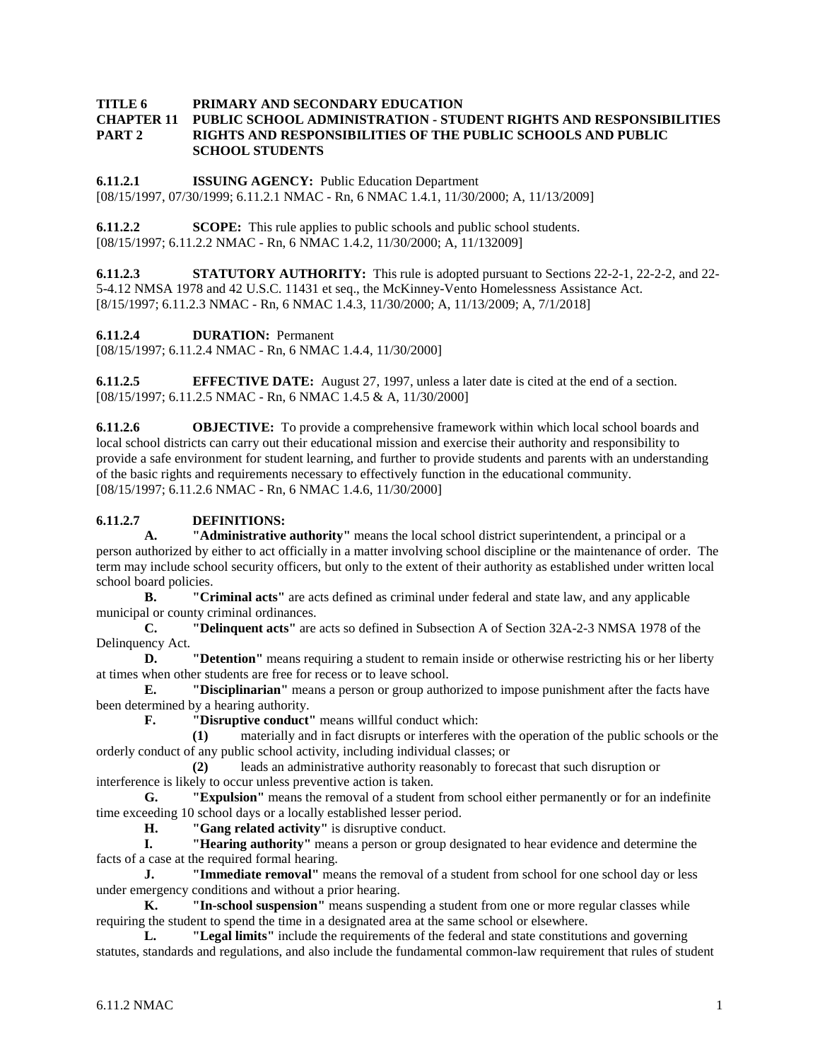**TITLE 6 PRIMARY AND SECONDARY EDUCATION**
**CHAPTER 11 PUBLIC SCHOOL ADMINISTRATION - STUDENT RIGHTS AND RESPONSIBILITIES**
**PART 2 RIGHTS AND RESPONSIBILITIES OF THE PUBLIC SCHOOLS AND PUBLIC SCHOOL STUDENTS**

**6.11.2.1 ISSUING AGENCY:** Public Education Department
[08/15/1997, 07/30/1999; 6.11.2.1 NMAC - Rn, 6 NMAC 1.4.1, 11/30/2000; A, 11/13/2009]

**6.11.2.2 SCOPE:** This rule applies to public schools and public school students.
[08/15/1997; 6.11.2.2 NMAC - Rn, 6 NMAC 1.4.2, 11/30/2000; A, 11/132009]

**6.11.2.3 STATUTORY AUTHORITY:** This rule is adopted pursuant to Sections 22-2-1, 22-2-2, and 22-5-4.12 NMSA 1978 and 42 U.S.C. 11431 et seq., the McKinney-Vento Homelessness Assistance Act.
[8/15/1997; 6.11.2.3 NMAC - Rn, 6 NMAC 1.4.3, 11/30/2000; A, 11/13/2009; A, 7/1/2018]

**6.11.2.4 DURATION:** Permanent
[08/15/1997; 6.11.2.4 NMAC - Rn, 6 NMAC 1.4.4, 11/30/2000]

**6.11.2.5 EFFECTIVE DATE:** August 27, 1997, unless a later date is cited at the end of a section.
[08/15/1997; 6.11.2.5 NMAC - Rn, 6 NMAC 1.4.5 & A, 11/30/2000]

**6.11.2.6 OBJECTIVE:** To provide a comprehensive framework within which local school boards and local school districts can carry out their educational mission and exercise their authority and responsibility to provide a safe environment for student learning, and further to provide students and parents with an understanding of the basic rights and requirements necessary to effectively function in the educational community.
[08/15/1997; 6.11.2.6 NMAC - Rn, 6 NMAC 1.4.6, 11/30/2000]

**6.11.2.7 DEFINITIONS:**

**A. "Administrative authority"** means the local school district superintendent, a principal or a person authorized by either to act officially in a matter involving school discipline or the maintenance of order. The term may include school security officers, but only to the extent of their authority as established under written local school board policies.

**B. "Criminal acts"** are acts defined as criminal under federal and state law, and any applicable municipal or county criminal ordinances.

**C. "Delinquent acts"** are acts so defined in Subsection A of Section 32A-2-3 NMSA 1978 of the Delinquency Act.

**D. "Detention"** means requiring a student to remain inside or otherwise restricting his or her liberty at times when other students are free for recess or to leave school.

**E. "Disciplinarian"** means a person or group authorized to impose punishment after the facts have been determined by a hearing authority.

**F. "Disruptive conduct"** means willful conduct which:

**(1)** materially and in fact disrupts or interferes with the operation of the public schools or the orderly conduct of any public school activity, including individual classes; or

**(2)** leads an administrative authority reasonably to forecast that such disruption or interference is likely to occur unless preventive action is taken.

**G. "Expulsion"** means the removal of a student from school either permanently or for an indefinite time exceeding 10 school days or a locally established lesser period.

**H. "Gang related activity"** is disruptive conduct.

**I. "Hearing authority"** means a person or group designated to hear evidence and determine the facts of a case at the required formal hearing.

**J. "Immediate removal"** means the removal of a student from school for one school day or less under emergency conditions and without a prior hearing.

**K. "In-school suspension"** means suspending a student from one or more regular classes while requiring the student to spend the time in a designated area at the same school or elsewhere.

**L. "Legal limits"** include the requirements of the federal and state constitutions and governing statutes, standards and regulations, and also include the fundamental common-law requirement that rules of student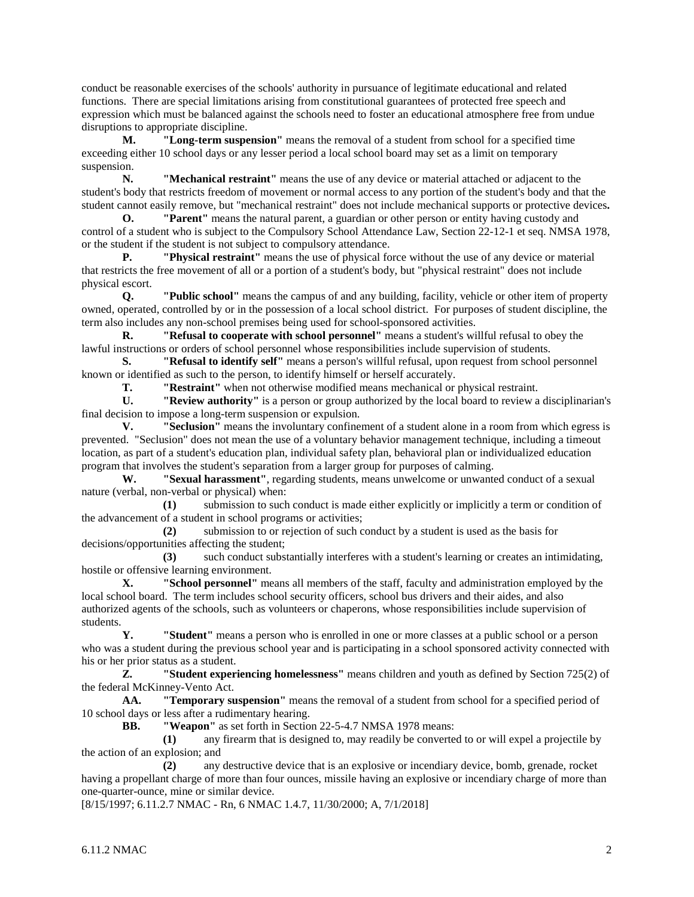conduct be reasonable exercises of the schools' authority in pursuance of legitimate educational and related functions. There are special limitations arising from constitutional guarantees of protected free speech and expression which must be balanced against the schools need to foster an educational atmosphere free from undue disruptions to appropriate discipline.

**M. "Long-term suspension"** means the removal of a student from school for a specified time exceeding either 10 school days or any lesser period a local school board may set as a limit on temporary suspension.

**N. "Mechanical restraint"** means the use of any device or material attached or adjacent to the student's body that restricts freedom of movement or normal access to any portion of the student's body and that the student cannot easily remove, but "mechanical restraint" does not include mechanical supports or protective devices**.**

**O. "Parent"** means the natural parent, a guardian or other person or entity having custody and control of a student who is subject to the Compulsory School Attendance Law, Section 22-12-1 et seq. NMSA 1978, or the student if the student is not subject to compulsory attendance.

**P. "Physical restraint"** means the use of physical force without the use of any device or material that restricts the free movement of all or a portion of a student's body, but "physical restraint" does not include physical escort.

**Q. "Public school"** means the campus of and any building, facility, vehicle or other item of property owned, operated, controlled by or in the possession of a local school district. For purposes of student discipline, the term also includes any non-school premises being used for school-sponsored activities.

**R. "Refusal to cooperate with school personnel"** means a student's willful refusal to obey the lawful instructions or orders of school personnel whose responsibilities include supervision of students.

**S. "Refusal to identify self"** means a person's willful refusal, upon request from school personnel known or identified as such to the person, to identify himself or herself accurately.

**T. "Restraint"** when not otherwise modified means mechanical or physical restraint.

**U. "Review authority"** is a person or group authorized by the local board to review a disciplinarian's final decision to impose a long-term suspension or expulsion.

**V. "Seclusion"** means the involuntary confinement of a student alone in a room from which egress is prevented. "Seclusion" does not mean the use of a voluntary behavior management technique, including a timeout location, as part of a student's education plan, individual safety plan, behavioral plan or individualized education program that involves the student's separation from a larger group for purposes of calming.

**W. "Sexual harassment"**, regarding students, means unwelcome or unwanted conduct of a sexual nature (verbal, non-verbal or physical) when:

**(1)** submission to such conduct is made either explicitly or implicitly a term or condition of the advancement of a student in school programs or activities;

**(2)** submission to or rejection of such conduct by a student is used as the basis for decisions/opportunities affecting the student;

**(3)** such conduct substantially interferes with a student's learning or creates an intimidating, hostile or offensive learning environment.

**X. "School personnel"** means all members of the staff, faculty and administration employed by the local school board. The term includes school security officers, school bus drivers and their aides, and also authorized agents of the schools, such as volunteers or chaperons, whose responsibilities include supervision of students.

**Y. "Student"** means a person who is enrolled in one or more classes at a public school or a person who was a student during the previous school year and is participating in a school sponsored activity connected with his or her prior status as a student.

**Z. "Student experiencing homelessness"** means children and youth as defined by Section 725(2) of the federal McKinney-Vento Act.

**AA. "Temporary suspension"** means the removal of a student from school for a specified period of 10 school days or less after a rudimentary hearing.

**BB. "Weapon"** as set forth in Section 22-5-4.7 NMSA 1978 means:

**(1)** any firearm that is designed to, may readily be converted to or will expel a projectile by the action of an explosion; and

**(2)** any destructive device that is an explosive or incendiary device, bomb, grenade, rocket having a propellant charge of more than four ounces, missile having an explosive or incendiary charge of more than one-quarter-ounce, mine or similar device.

[8/15/1997; 6.11.2.7 NMAC - Rn, 6 NMAC 1.4.7, 11/30/2000; A, 7/1/2018]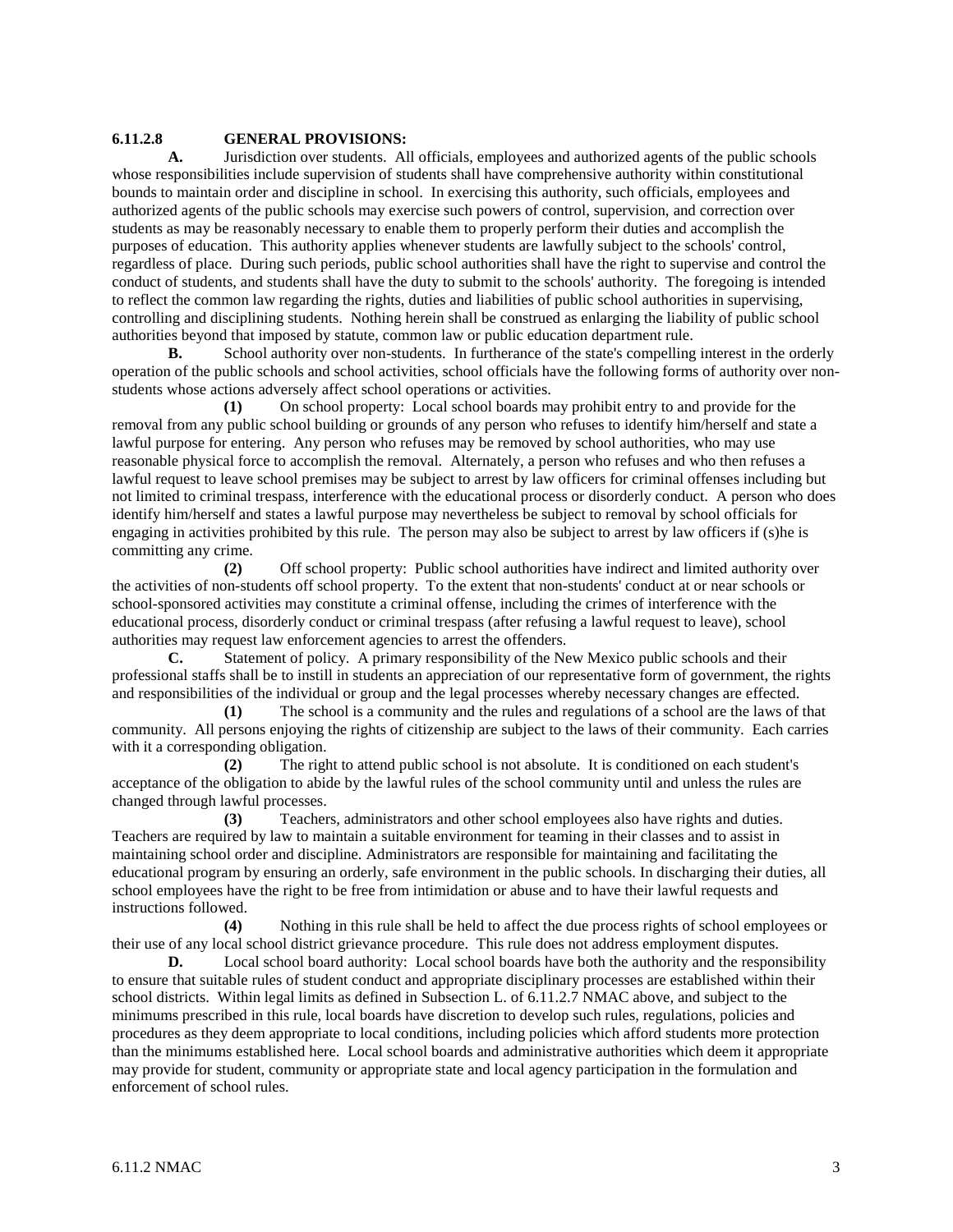**6.11.2.8 GENERAL PROVISIONS:**

**A.** Jurisdiction over students. All officials, employees and authorized agents of the public schools whose responsibilities include supervision of students shall have comprehensive authority within constitutional bounds to maintain order and discipline in school. In exercising this authority, such officials, employees and authorized agents of the public schools may exercise such powers of control, supervision, and correction over students as may be reasonably necessary to enable them to properly perform their duties and accomplish the purposes of education. This authority applies whenever students are lawfully subject to the schools' control, regardless of place. During such periods, public school authorities shall have the right to supervise and control the conduct of students, and students shall have the duty to submit to the schools' authority. The foregoing is intended to reflect the common law regarding the rights, duties and liabilities of public school authorities in supervising, controlling and disciplining students. Nothing herein shall be construed as enlarging the liability of public school authorities beyond that imposed by statute, common law or public education department rule.

**B.** School authority over non-students. In furtherance of the state's compelling interest in the orderly operation of the public schools and school activities, school officials have the following forms of authority over non-students whose actions adversely affect school operations or activities.

**(1)** On school property: Local school boards may prohibit entry to and provide for the removal from any public school building or grounds of any person who refuses to identify him/herself and state a lawful purpose for entering. Any person who refuses may be removed by school authorities, who may use reasonable physical force to accomplish the removal. Alternately, a person who refuses and who then refuses a lawful request to leave school premises may be subject to arrest by law officers for criminal offenses including but not limited to criminal trespass, interference with the educational process or disorderly conduct. A person who does identify him/herself and states a lawful purpose may nevertheless be subject to removal by school officials for engaging in activities prohibited by this rule. The person may also be subject to arrest by law officers if (s)he is committing any crime.

**(2)** Off school property: Public school authorities have indirect and limited authority over the activities of non-students off school property. To the extent that non-students' conduct at or near schools or school-sponsored activities may constitute a criminal offense, including the crimes of interference with the educational process, disorderly conduct or criminal trespass (after refusing a lawful request to leave), school authorities may request law enforcement agencies to arrest the offenders.

**C.** Statement of policy. A primary responsibility of the New Mexico public schools and their professional staffs shall be to instill in students an appreciation of our representative form of government, the rights and responsibilities of the individual or group and the legal processes whereby necessary changes are effected.

**(1)** The school is a community and the rules and regulations of a school are the laws of that community. All persons enjoying the rights of citizenship are subject to the laws of their community. Each carries with it a corresponding obligation.

**(2)** The right to attend public school is not absolute. It is conditioned on each student's acceptance of the obligation to abide by the lawful rules of the school community until and unless the rules are changed through lawful processes.

**(3)** Teachers, administrators and other school employees also have rights and duties. Teachers are required by law to maintain a suitable environment for teaming in their classes and to assist in maintaining school order and discipline. Administrators are responsible for maintaining and facilitating the educational program by ensuring an orderly, safe environment in the public schools. In discharging their duties, all school employees have the right to be free from intimidation or abuse and to have their lawful requests and instructions followed.

**(4)** Nothing in this rule shall be held to affect the due process rights of school employees or their use of any local school district grievance procedure. This rule does not address employment disputes.

**D.** Local school board authority: Local school boards have both the authority and the responsibility to ensure that suitable rules of student conduct and appropriate disciplinary processes are established within their school districts. Within legal limits as defined in Subsection L. of 6.11.2.7 NMAC above, and subject to the minimums prescribed in this rule, local boards have discretion to develop such rules, regulations, policies and procedures as they deem appropriate to local conditions, including policies which afford students more protection than the minimums established here. Local school boards and administrative authorities which deem it appropriate may provide for student, community or appropriate state and local agency participation in the formulation and enforcement of school rules.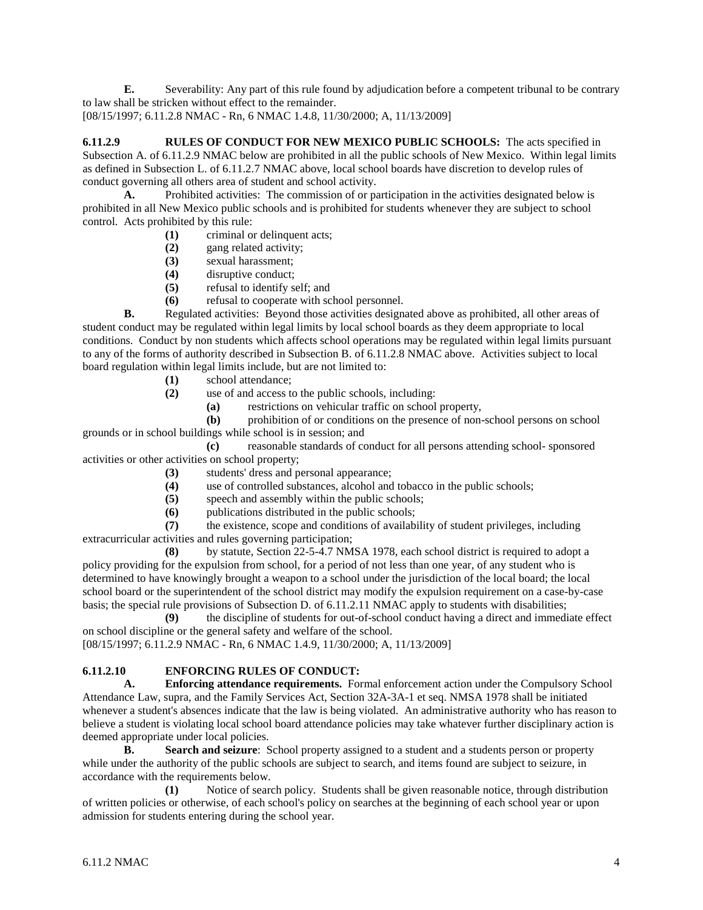**E.** Severability: Any part of this rule found by adjudication before a competent tribunal to be contrary to law shall be stricken without effect to the remainder.
[08/15/1997; 6.11.2.8 NMAC - Rn, 6 NMAC 1.4.8, 11/30/2000; A, 11/13/2009]

**6.11.2.9 RULES OF CONDUCT FOR NEW MEXICO PUBLIC SCHOOLS:** The acts specified in Subsection A. of 6.11.2.9 NMAC below are prohibited in all the public schools of New Mexico. Within legal limits as defined in Subsection L. of 6.11.2.7 NMAC above, local school boards have discretion to develop rules of conduct governing all others area of student and school activity.

**A.** Prohibited activities: The commission of or participation in the activities designated below is prohibited in all New Mexico public schools and is prohibited for students whenever they are subject to school control. Acts prohibited by this rule:

**(1)** criminal or delinquent acts;
**(2)** gang related activity;
**(3)** sexual harassment;
**(4)** disruptive conduct;
**(5)** refusal to identify self; and
**(6)** refusal to cooperate with school personnel.

**B.** Regulated activities: Beyond those activities designated above as prohibited, all other areas of student conduct may be regulated within legal limits by local school boards as they deem appropriate to local conditions. Conduct by non students which affects school operations may be regulated within legal limits pursuant to any of the forms of authority described in Subsection B. of 6.11.2.8 NMAC above. Activities subject to local board regulation within legal limits include, but are not limited to:

**(1)** school attendance;
**(2)** use of and access to the public schools, including:
**(a)** restrictions on vehicular traffic on school property,
**(b)** prohibition of or conditions on the presence of non-school persons on school grounds or in school buildings while school is in session; and
**(c)** reasonable standards of conduct for all persons attending school- sponsored activities or other activities on school property;
**(3)** students' dress and personal appearance;
**(4)** use of controlled substances, alcohol and tobacco in the public schools;
**(5)** speech and assembly within the public schools;
**(6)** publications distributed in the public schools;
**(7)** the existence, scope and conditions of availability of student privileges, including extracurricular activities and rules governing participation;
**(8)** by statute, Section 22-5-4.7 NMSA 1978, each school district is required to adopt a policy providing for the expulsion from school, for a period of not less than one year, of any student who is determined to have knowingly brought a weapon to a school under the jurisdiction of the local board; the local school board or the superintendent of the school district may modify the expulsion requirement on a case-by-case basis; the special rule provisions of Subsection D. of 6.11.2.11 NMAC apply to students with disabilities;
**(9)** the discipline of students for out-of-school conduct having a direct and immediate effect on school discipline or the general safety and welfare of the school.

[08/15/1997; 6.11.2.9 NMAC - Rn, 6 NMAC 1.4.9, 11/30/2000; A, 11/13/2009]

**6.11.2.10 ENFORCING RULES OF CONDUCT:**

**A. Enforcing attendance requirements.** Formal enforcement action under the Compulsory School Attendance Law, supra, and the Family Services Act, Section 32A-3A-1 et seq. NMSA 1978 shall be initiated whenever a student's absences indicate that the law is being violated. An administrative authority who has reason to believe a student is violating local school board attendance policies may take whatever further disciplinary action is deemed appropriate under local policies.

**B. Search and seizure**: School property assigned to a student and a students person or property while under the authority of the public schools are subject to search, and items found are subject to seizure, in accordance with the requirements below.

**(1)** Notice of search policy. Students shall be given reasonable notice, through distribution of written policies or otherwise, of each school's policy on searches at the beginning of each school year or upon admission for students entering during the school year.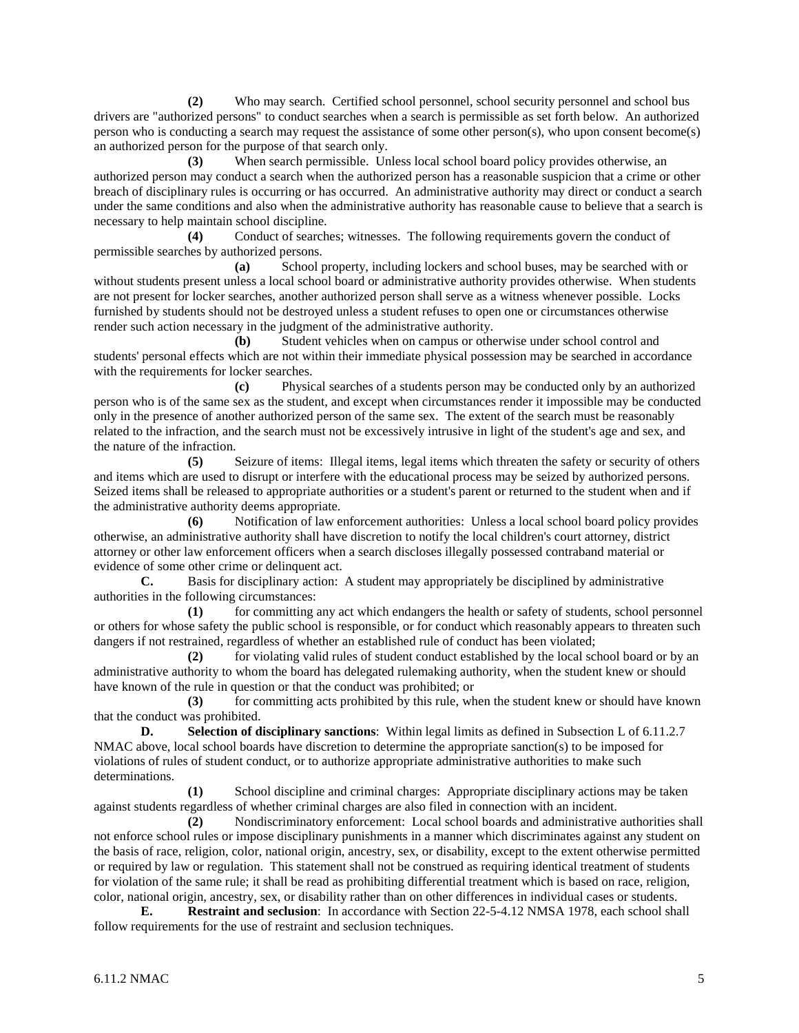**(2)** Who may search. Certified school personnel, school security personnel and school bus drivers are "authorized persons" to conduct searches when a search is permissible as set forth below. An authorized person who is conducting a search may request the assistance of some other person(s), who upon consent become(s) an authorized person for the purpose of that search only.

**(3)** When search permissible. Unless local school board policy provides otherwise, an authorized person may conduct a search when the authorized person has a reasonable suspicion that a crime or other breach of disciplinary rules is occurring or has occurred. An administrative authority may direct or conduct a search under the same conditions and also when the administrative authority has reasonable cause to believe that a search is necessary to help maintain school discipline.

**(4)** Conduct of searches; witnesses. The following requirements govern the conduct of permissible searches by authorized persons.

**(a)** School property, including lockers and school buses, may be searched with or without students present unless a local school board or administrative authority provides otherwise. When students are not present for locker searches, another authorized person shall serve as a witness whenever possible. Locks furnished by students should not be destroyed unless a student refuses to open one or circumstances otherwise render such action necessary in the judgment of the administrative authority.

**(b)** Student vehicles when on campus or otherwise under school control and students' personal effects which are not within their immediate physical possession may be searched in accordance with the requirements for locker searches.

**(c)** Physical searches of a students person may be conducted only by an authorized person who is of the same sex as the student, and except when circumstances render it impossible may be conducted only in the presence of another authorized person of the same sex. The extent of the search must be reasonably related to the infraction, and the search must not be excessively intrusive in light of the student's age and sex, and the nature of the infraction.

**(5)** Seizure of items: Illegal items, legal items which threaten the safety or security of others and items which are used to disrupt or interfere with the educational process may be seized by authorized persons. Seized items shall be released to appropriate authorities or a student's parent or returned to the student when and if the administrative authority deems appropriate.

**(6)** Notification of law enforcement authorities: Unless a local school board policy provides otherwise, an administrative authority shall have discretion to notify the local children's court attorney, district attorney or other law enforcement officers when a search discloses illegally possessed contraband material or evidence of some other crime or delinquent act.

**C.** Basis for disciplinary action: A student may appropriately be disciplined by administrative authorities in the following circumstances:

**(1)** for committing any act which endangers the health or safety of students, school personnel or others for whose safety the public school is responsible, or for conduct which reasonably appears to threaten such dangers if not restrained, regardless of whether an established rule of conduct has been violated;

**(2)** for violating valid rules of student conduct established by the local school board or by an administrative authority to whom the board has delegated rulemaking authority, when the student knew or should have known of the rule in question or that the conduct was prohibited; or

**(3)** for committing acts prohibited by this rule, when the student knew or should have known that the conduct was prohibited.

**D. Selection of disciplinary sanctions**: Within legal limits as defined in Subsection L of 6.11.2.7 NMAC above, local school boards have discretion to determine the appropriate sanction(s) to be imposed for violations of rules of student conduct, or to authorize appropriate administrative authorities to make such determinations.

**(1)** School discipline and criminal charges: Appropriate disciplinary actions may be taken against students regardless of whether criminal charges are also filed in connection with an incident.

**(2)** Nondiscriminatory enforcement: Local school boards and administrative authorities shall not enforce school rules or impose disciplinary punishments in a manner which discriminates against any student on the basis of race, religion, color, national origin, ancestry, sex, or disability, except to the extent otherwise permitted or required by law or regulation. This statement shall not be construed as requiring identical treatment of students for violation of the same rule; it shall be read as prohibiting differential treatment which is based on race, religion, color, national origin, ancestry, sex, or disability rather than on other differences in individual cases or students.

**E. Restraint and seclusion**: In accordance with Section 22-5-4.12 NMSA 1978, each school shall follow requirements for the use of restraint and seclusion techniques.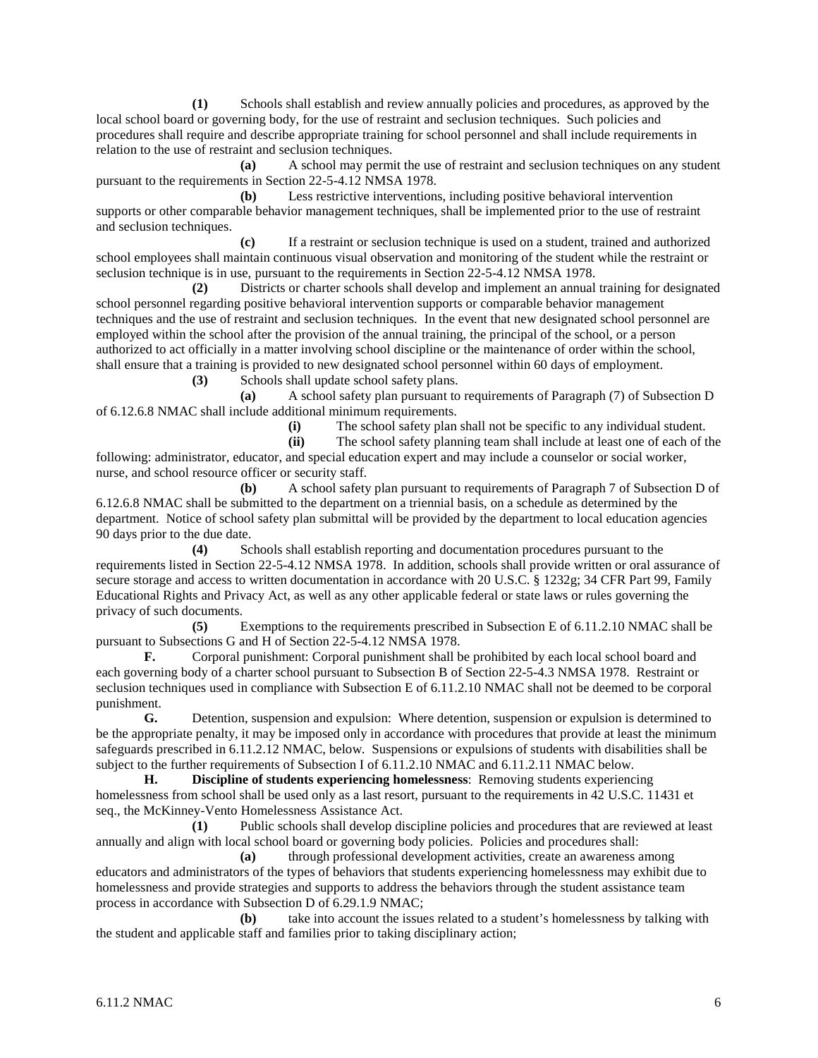**(1)** Schools shall establish and review annually policies and procedures, as approved by the local school board or governing body, for the use of restraint and seclusion techniques. Such policies and procedures shall require and describe appropriate training for school personnel and shall include requirements in relation to the use of restraint and seclusion techniques.

**(a)** A school may permit the use of restraint and seclusion techniques on any student pursuant to the requirements in Section 22-5-4.12 NMSA 1978.

**(b)** Less restrictive interventions, including positive behavioral intervention supports or other comparable behavior management techniques, shall be implemented prior to the use of restraint and seclusion techniques.

**(c)** If a restraint or seclusion technique is used on a student, trained and authorized school employees shall maintain continuous visual observation and monitoring of the student while the restraint or seclusion technique is in use, pursuant to the requirements in Section 22-5-4.12 NMSA 1978.

**(2)** Districts or charter schools shall develop and implement an annual training for designated school personnel regarding positive behavioral intervention supports or comparable behavior management techniques and the use of restraint and seclusion techniques. In the event that new designated school personnel are employed within the school after the provision of the annual training, the principal of the school, or a person authorized to act officially in a matter involving school discipline or the maintenance of order within the school, shall ensure that a training is provided to new designated school personnel within 60 days of employment.

**(3)** Schools shall update school safety plans.

**(a)** A school safety plan pursuant to requirements of Paragraph (7) of Subsection D of 6.12.6.8 NMAC shall include additional minimum requirements.

**(i)** The school safety plan shall not be specific to any individual student.

**(ii)** The school safety planning team shall include at least one of each of the following: administrator, educator, and special education expert and may include a counselor or social worker, nurse, and school resource officer or security staff.

**(b)** A school safety plan pursuant to requirements of Paragraph 7 of Subsection D of 6.12.6.8 NMAC shall be submitted to the department on a triennial basis, on a schedule as determined by the department. Notice of school safety plan submittal will be provided by the department to local education agencies 90 days prior to the due date.

**(4)** Schools shall establish reporting and documentation procedures pursuant to the requirements listed in Section 22-5-4.12 NMSA 1978. In addition, schools shall provide written or oral assurance of secure storage and access to written documentation in accordance with 20 U.S.C. § 1232g; 34 CFR Part 99, Family Educational Rights and Privacy Act, as well as any other applicable federal or state laws or rules governing the privacy of such documents.

**(5)** Exemptions to the requirements prescribed in Subsection E of 6.11.2.10 NMAC shall be pursuant to Subsections G and H of Section 22-5-4.12 NMSA 1978.

**F.** Corporal punishment: Corporal punishment shall be prohibited by each local school board and each governing body of a charter school pursuant to Subsection B of Section 22-5-4.3 NMSA 1978. Restraint or seclusion techniques used in compliance with Subsection E of 6.11.2.10 NMAC shall not be deemed to be corporal punishment.

**G.** Detention, suspension and expulsion: Where detention, suspension or expulsion is determined to be the appropriate penalty, it may be imposed only in accordance with procedures that provide at least the minimum safeguards prescribed in 6.11.2.12 NMAC, below. Suspensions or expulsions of students with disabilities shall be subject to the further requirements of Subsection I of 6.11.2.10 NMAC and 6.11.2.11 NMAC below.

**H.** **Discipline of students experiencing homelessness**: Removing students experiencing homelessness from school shall be used only as a last resort, pursuant to the requirements in 42 U.S.C. 11431 et seq., the McKinney-Vento Homelessness Assistance Act.

**(1)** Public schools shall develop discipline policies and procedures that are reviewed at least annually and align with local school board or governing body policies. Policies and procedures shall:

**(a)** through professional development activities, create an awareness among educators and administrators of the types of behaviors that students experiencing homelessness may exhibit due to homelessness and provide strategies and supports to address the behaviors through the student assistance team process in accordance with Subsection D of 6.29.1.9 NMAC;

**(b)** take into account the issues related to a student's homelessness by talking with the student and applicable staff and families prior to taking disciplinary action;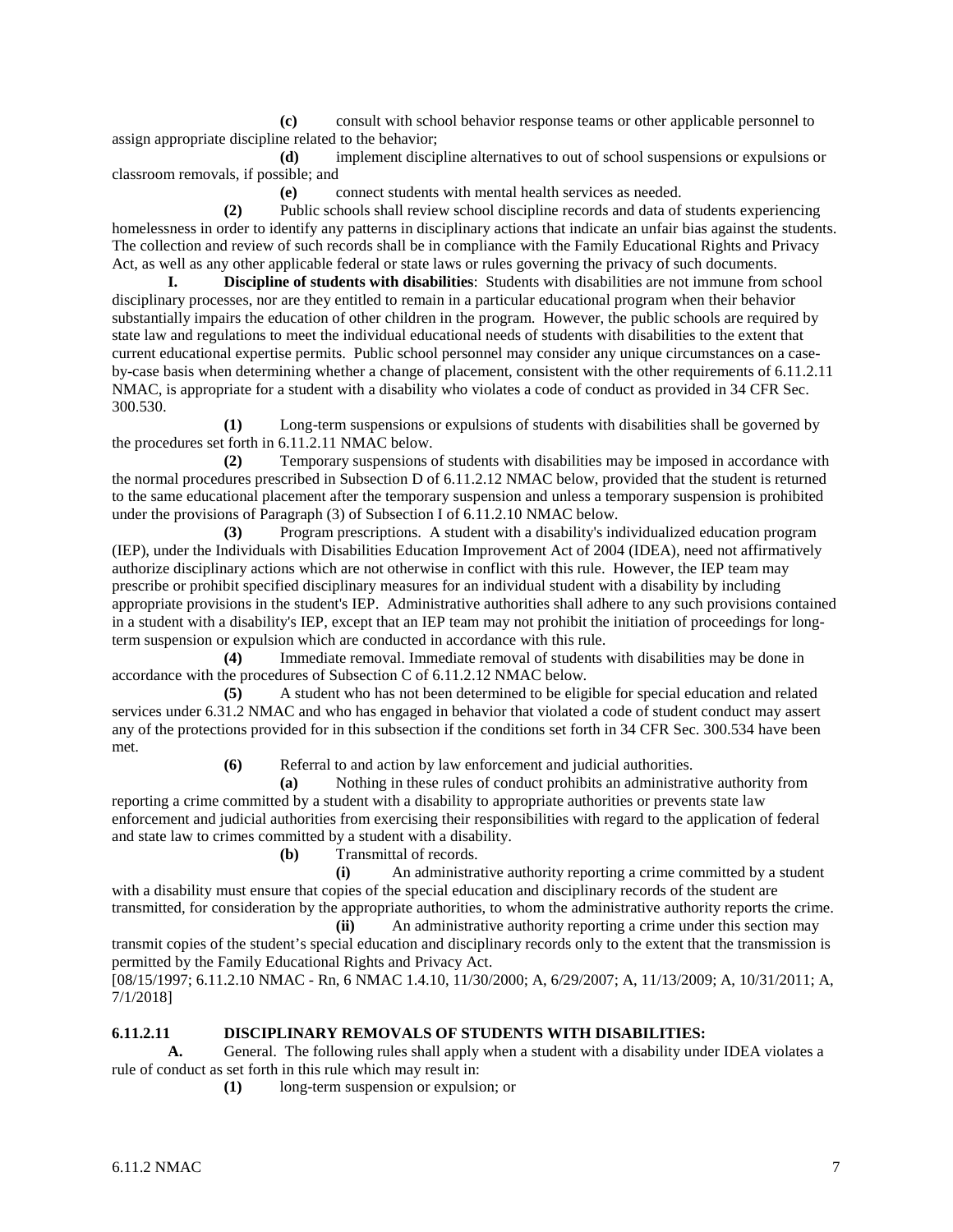**(c)** consult with school behavior response teams or other applicable personnel to assign appropriate discipline related to the behavior;

**(d)** implement discipline alternatives to out of school suspensions or expulsions or classroom removals, if possible; and

**(e)** connect students with mental health services as needed.

**(2)** Public schools shall review school discipline records and data of students experiencing homelessness in order to identify any patterns in disciplinary actions that indicate an unfair bias against the students. The collection and review of such records shall be in compliance with the Family Educational Rights and Privacy Act, as well as any other applicable federal or state laws or rules governing the privacy of such documents.

**I. Discipline of students with disabilities**: Students with disabilities are not immune from school disciplinary processes, nor are they entitled to remain in a particular educational program when their behavior substantially impairs the education of other children in the program. However, the public schools are required by state law and regulations to meet the individual educational needs of students with disabilities to the extent that current educational expertise permits. Public school personnel may consider any unique circumstances on a case-by-case basis when determining whether a change of placement, consistent with the other requirements of 6.11.2.11 NMAC, is appropriate for a student with a disability who violates a code of conduct as provided in 34 CFR Sec. 300.530.

**(1)** Long-term suspensions or expulsions of students with disabilities shall be governed by the procedures set forth in 6.11.2.11 NMAC below.

**(2)** Temporary suspensions of students with disabilities may be imposed in accordance with the normal procedures prescribed in Subsection D of 6.11.2.12 NMAC below, provided that the student is returned to the same educational placement after the temporary suspension and unless a temporary suspension is prohibited under the provisions of Paragraph (3) of Subsection I of 6.11.2.10 NMAC below.

**(3)** Program prescriptions. A student with a disability's individualized education program (IEP), under the Individuals with Disabilities Education Improvement Act of 2004 (IDEA), need not affirmatively authorize disciplinary actions which are not otherwise in conflict with this rule. However, the IEP team may prescribe or prohibit specified disciplinary measures for an individual student with a disability by including appropriate provisions in the student's IEP. Administrative authorities shall adhere to any such provisions contained in a student with a disability's IEP, except that an IEP team may not prohibit the initiation of proceedings for long-term suspension or expulsion which are conducted in accordance with this rule.

**(4)** Immediate removal. Immediate removal of students with disabilities may be done in accordance with the procedures of Subsection C of 6.11.2.12 NMAC below.

**(5)** A student who has not been determined to be eligible for special education and related services under 6.31.2 NMAC and who has engaged in behavior that violated a code of student conduct may assert any of the protections provided for in this subsection if the conditions set forth in 34 CFR Sec. 300.534 have been met.

**(6)** Referral to and action by law enforcement and judicial authorities.

**(a)** Nothing in these rules of conduct prohibits an administrative authority from reporting a crime committed by a student with a disability to appropriate authorities or prevents state law enforcement and judicial authorities from exercising their responsibilities with regard to the application of federal and state law to crimes committed by a student with a disability.

**(b)** Transmittal of records.

**(i)** An administrative authority reporting a crime committed by a student with a disability must ensure that copies of the special education and disciplinary records of the student are transmitted, for consideration by the appropriate authorities, to whom the administrative authority reports the crime.

**(ii)** An administrative authority reporting a crime under this section may transmit copies of the student's special education and disciplinary records only to the extent that the transmission is permitted by the Family Educational Rights and Privacy Act.

[08/15/1997; 6.11.2.10 NMAC - Rn, 6 NMAC 1.4.10, 11/30/2000; A, 6/29/2007; A, 11/13/2009; A, 10/31/2011; A, 7/1/2018]

**6.11.2.11 DISCIPLINARY REMOVALS OF STUDENTS WITH DISABILITIES:**

**A.** General. The following rules shall apply when a student with a disability under IDEA violates a rule of conduct as set forth in this rule which may result in:

**(1)** long-term suspension or expulsion; or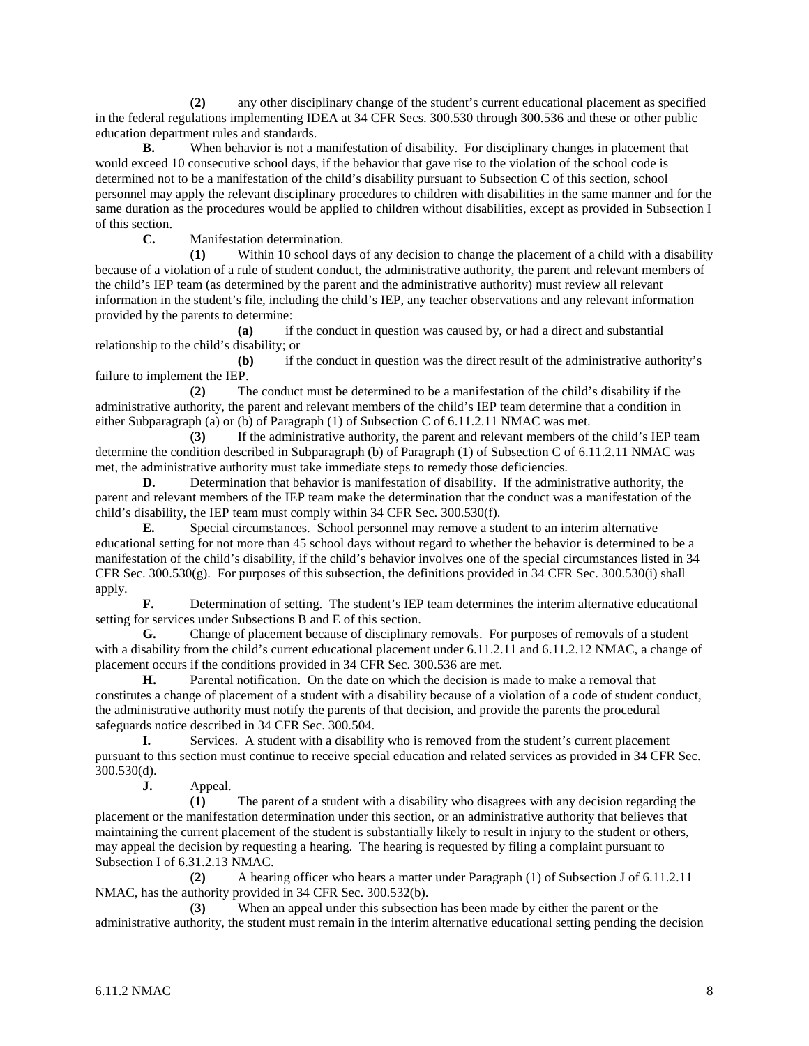**(2)** any other disciplinary change of the student's current educational placement as specified in the federal regulations implementing IDEA at 34 CFR Secs. 300.530 through 300.536 and these or other public education department rules and standards.

**B.** When behavior is not a manifestation of disability. For disciplinary changes in placement that would exceed 10 consecutive school days, if the behavior that gave rise to the violation of the school code is determined not to be a manifestation of the child's disability pursuant to Subsection C of this section, school personnel may apply the relevant disciplinary procedures to children with disabilities in the same manner and for the same duration as the procedures would be applied to children without disabilities, except as provided in Subsection I of this section.

**C.** Manifestation determination.

**(1)** Within 10 school days of any decision to change the placement of a child with a disability because of a violation of a rule of student conduct, the administrative authority, the parent and relevant members of the child's IEP team (as determined by the parent and the administrative authority) must review all relevant information in the student's file, including the child's IEP, any teacher observations and any relevant information provided by the parents to determine:

**(a)** if the conduct in question was caused by, or had a direct and substantial relationship to the child's disability; or

**(b)** if the conduct in question was the direct result of the administrative authority's failure to implement the IEP.

**(2)** The conduct must be determined to be a manifestation of the child's disability if the administrative authority, the parent and relevant members of the child's IEP team determine that a condition in either Subparagraph (a) or (b) of Paragraph (1) of Subsection C of 6.11.2.11 NMAC was met.

**(3)** If the administrative authority, the parent and relevant members of the child's IEP team determine the condition described in Subparagraph (b) of Paragraph (1) of Subsection C of 6.11.2.11 NMAC was met, the administrative authority must take immediate steps to remedy those deficiencies.

**D.** Determination that behavior is manifestation of disability. If the administrative authority, the parent and relevant members of the IEP team make the determination that the conduct was a manifestation of the child's disability, the IEP team must comply within 34 CFR Sec. 300.530(f).

**E.** Special circumstances. School personnel may remove a student to an interim alternative educational setting for not more than 45 school days without regard to whether the behavior is determined to be a manifestation of the child's disability, if the child's behavior involves one of the special circumstances listed in 34 CFR Sec. 300.530(g). For purposes of this subsection, the definitions provided in 34 CFR Sec. 300.530(i) shall apply.

**F.** Determination of setting. The student's IEP team determines the interim alternative educational setting for services under Subsections B and E of this section.

**G.** Change of placement because of disciplinary removals. For purposes of removals of a student with a disability from the child's current educational placement under 6.11.2.11 and 6.11.2.12 NMAC, a change of placement occurs if the conditions provided in 34 CFR Sec. 300.536 are met.

**H.** Parental notification. On the date on which the decision is made to make a removal that constitutes a change of placement of a student with a disability because of a violation of a code of student conduct, the administrative authority must notify the parents of that decision, and provide the parents the procedural safeguards notice described in 34 CFR Sec. 300.504.

**I.** Services. A student with a disability who is removed from the student's current placement pursuant to this section must continue to receive special education and related services as provided in 34 CFR Sec. 300.530(d).

**J.** Appeal.

**(1)** The parent of a student with a disability who disagrees with any decision regarding the placement or the manifestation determination under this section, or an administrative authority that believes that maintaining the current placement of the student is substantially likely to result in injury to the student or others, may appeal the decision by requesting a hearing. The hearing is requested by filing a complaint pursuant to Subsection I of 6.31.2.13 NMAC.

**(2)** A hearing officer who hears a matter under Paragraph (1) of Subsection J of 6.11.2.11 NMAC, has the authority provided in 34 CFR Sec. 300.532(b).

**(3)** When an appeal under this subsection has been made by either the parent or the administrative authority, the student must remain in the interim alternative educational setting pending the decision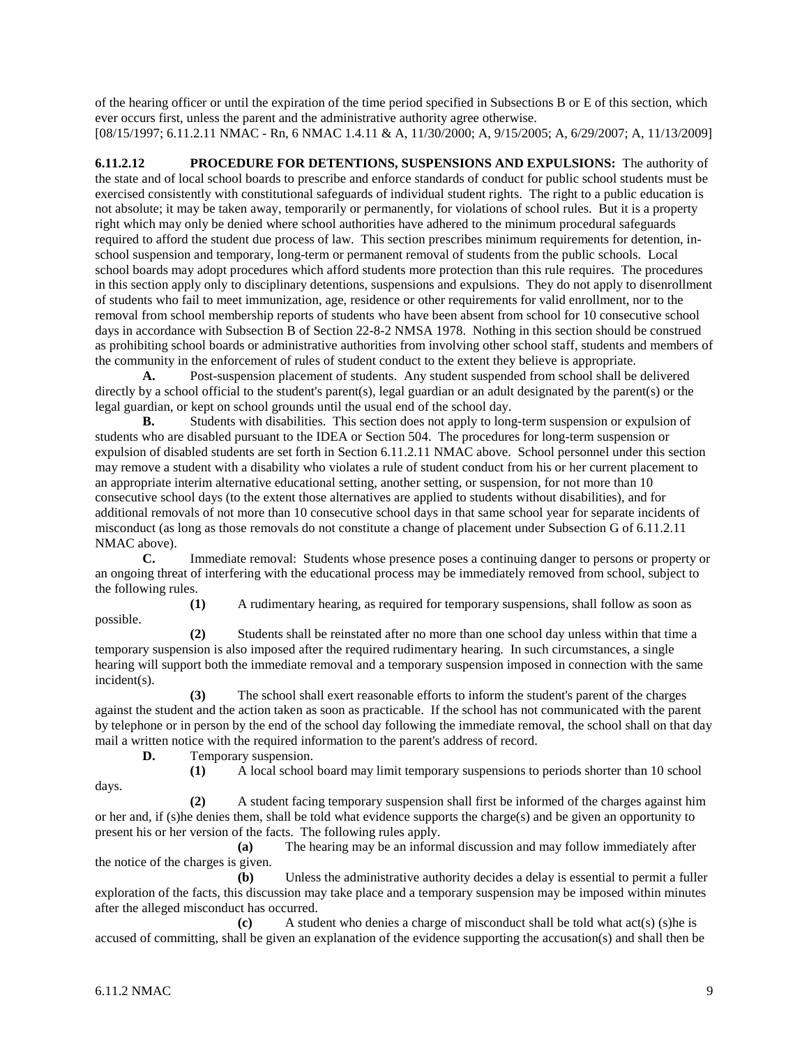of the hearing officer or until the expiration of the time period specified in Subsections B or E of this section, which ever occurs first, unless the parent and the administrative authority agree otherwise.
[08/15/1997; 6.11.2.11 NMAC - Rn, 6 NMAC 1.4.11 & A, 11/30/2000; A, 9/15/2005; A, 6/29/2007; A, 11/13/2009]

**6.11.2.12 PROCEDURE FOR DETENTIONS, SUSPENSIONS AND EXPULSIONS:** The authority of the state and of local school boards to prescribe and enforce standards of conduct for public school students must be exercised consistently with constitutional safeguards of individual student rights. The right to a public education is not absolute; it may be taken away, temporarily or permanently, for violations of school rules. But it is a property right which may only be denied where school authorities have adhered to the minimum procedural safeguards required to afford the student due process of law. This section prescribes minimum requirements for detention, in-school suspension and temporary, long-term or permanent removal of students from the public schools. Local school boards may adopt procedures which afford students more protection than this rule requires. The procedures in this section apply only to disciplinary detentions, suspensions and expulsions. They do not apply to disenrollment of students who fail to meet immunization, age, residence or other requirements for valid enrollment, nor to the removal from school membership reports of students who have been absent from school for 10 consecutive school days in accordance with Subsection B of Section 22-8-2 NMSA 1978. Nothing in this section should be construed as prohibiting school boards or administrative authorities from involving other school staff, students and members of the community in the enforcement of rules of student conduct to the extent they believe is appropriate.

**A.** Post-suspension placement of students. Any student suspended from school shall be delivered directly by a school official to the student's parent(s), legal guardian or an adult designated by the parent(s) or the legal guardian, or kept on school grounds until the usual end of the school day.

**B.** Students with disabilities. This section does not apply to long-term suspension or expulsion of students who are disabled pursuant to the IDEA or Section 504. The procedures for long-term suspension or expulsion of disabled students are set forth in Section 6.11.2.11 NMAC above. School personnel under this section may remove a student with a disability who violates a rule of student conduct from his or her current placement to an appropriate interim alternative educational setting, another setting, or suspension, for not more than 10 consecutive school days (to the extent those alternatives are applied to students without disabilities), and for additional removals of not more than 10 consecutive school days in that same school year for separate incidents of misconduct (as long as those removals do not constitute a change of placement under Subsection G of 6.11.2.11 NMAC above).

**C.** Immediate removal: Students whose presence poses a continuing danger to persons or property or an ongoing threat of interfering with the educational process may be immediately removed from school, subject to the following rules.

**(1)** A rudimentary hearing, as required for temporary suspensions, shall follow as soon as possible.

**(2)** Students shall be reinstated after no more than one school day unless within that time a temporary suspension is also imposed after the required rudimentary hearing. In such circumstances, a single hearing will support both the immediate removal and a temporary suspension imposed in connection with the same incident(s).

**(3)** The school shall exert reasonable efforts to inform the student's parent of the charges against the student and the action taken as soon as practicable. If the school has not communicated with the parent by telephone or in person by the end of the school day following the immediate removal, the school shall on that day mail a written notice with the required information to the parent's address of record.

**D.** Temporary suspension.

**(1)** A local school board may limit temporary suspensions to periods shorter than 10 school days.

**(2)** A student facing temporary suspension shall first be informed of the charges against him or her and, if (s)he denies them, shall be told what evidence supports the charge(s) and be given an opportunity to present his or her version of the facts. The following rules apply.

**(a)** The hearing may be an informal discussion and may follow immediately after the notice of the charges is given.

**(b)** Unless the administrative authority decides a delay is essential to permit a fuller exploration of the facts, this discussion may take place and a temporary suspension may be imposed within minutes after the alleged misconduct has occurred.

**(c)** A student who denies a charge of misconduct shall be told what act(s) (s)he is accused of committing, shall be given an explanation of the evidence supporting the accusation(s) and shall then be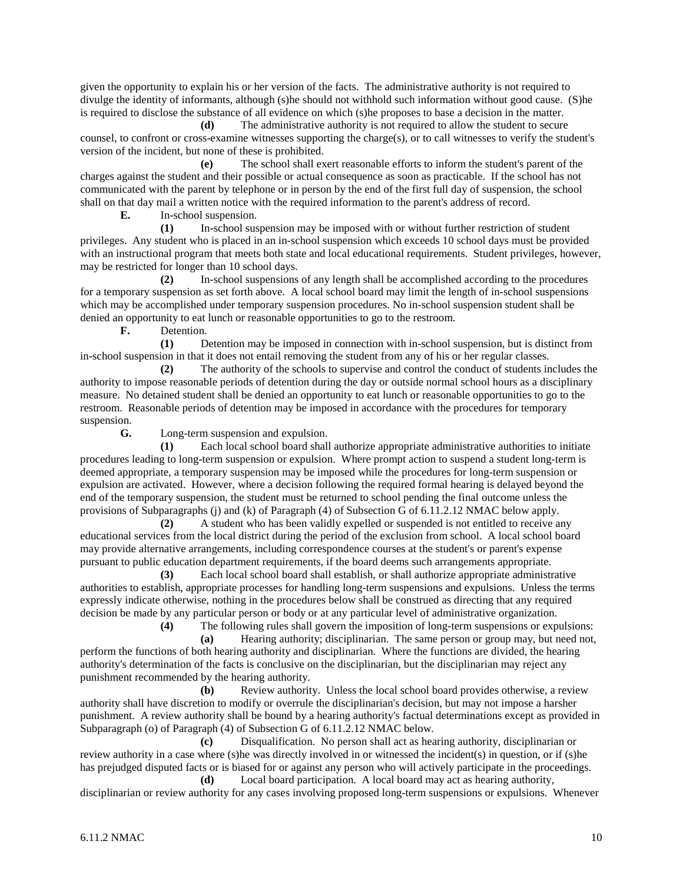given the opportunity to explain his or her version of the facts. The administrative authority is not required to divulge the identity of informants, although (s)he should not withhold such information without good cause. (S)he is required to disclose the substance of all evidence on which (s)he proposes to base a decision in the matter.

**(d)** The administrative authority is not required to allow the student to secure counsel, to confront or cross-examine witnesses supporting the charge(s), or to call witnesses to verify the student's version of the incident, but none of these is prohibited.

**(e)** The school shall exert reasonable efforts to inform the student's parent of the charges against the student and their possible or actual consequence as soon as practicable. If the school has not communicated with the parent by telephone or in person by the end of the first full day of suspension, the school shall on that day mail a written notice with the required information to the parent's address of record.

**E.** In-school suspension.

**(1)** In-school suspension may be imposed with or without further restriction of student privileges. Any student who is placed in an in-school suspension which exceeds 10 school days must be provided with an instructional program that meets both state and local educational requirements. Student privileges, however, may be restricted for longer than 10 school days.

**(2)** In-school suspensions of any length shall be accomplished according to the procedures for a temporary suspension as set forth above. A local school board may limit the length of in-school suspensions which may be accomplished under temporary suspension procedures. No in-school suspension student shall be denied an opportunity to eat lunch or reasonable opportunities to go to the restroom.

**F.** Detention.

**(1)** Detention may be imposed in connection with in-school suspension, but is distinct from in-school suspension in that it does not entail removing the student from any of his or her regular classes.

**(2)** The authority of the schools to supervise and control the conduct of students includes the authority to impose reasonable periods of detention during the day or outside normal school hours as a disciplinary measure. No detained student shall be denied an opportunity to eat lunch or reasonable opportunities to go to the restroom. Reasonable periods of detention may be imposed in accordance with the procedures for temporary suspension.

**G.** Long-term suspension and expulsion.

**(1)** Each local school board shall authorize appropriate administrative authorities to initiate procedures leading to long-term suspension or expulsion. Where prompt action to suspend a student long-term is deemed appropriate, a temporary suspension may be imposed while the procedures for long-term suspension or expulsion are activated. However, where a decision following the required formal hearing is delayed beyond the end of the temporary suspension, the student must be returned to school pending the final outcome unless the provisions of Subparagraphs (j) and (k) of Paragraph (4) of Subsection G of 6.11.2.12 NMAC below apply.

**(2)** A student who has been validly expelled or suspended is not entitled to receive any educational services from the local district during the period of the exclusion from school. A local school board may provide alternative arrangements, including correspondence courses at the student's or parent's expense pursuant to public education department requirements, if the board deems such arrangements appropriate.

**(3)** Each local school board shall establish, or shall authorize appropriate administrative authorities to establish, appropriate processes for handling long-term suspensions and expulsions. Unless the terms expressly indicate otherwise, nothing in the procedures below shall be construed as directing that any required decision be made by any particular person or body or at any particular level of administrative organization.

**(4)** The following rules shall govern the imposition of long-term suspensions or expulsions:

**(a)** Hearing authority; disciplinarian. The same person or group may, but need not, perform the functions of both hearing authority and disciplinarian. Where the functions are divided, the hearing authority's determination of the facts is conclusive on the disciplinarian, but the disciplinarian may reject any punishment recommended by the hearing authority.

**(b)** Review authority. Unless the local school board provides otherwise, a review authority shall have discretion to modify or overrule the disciplinarian's decision, but may not impose a harsher punishment. A review authority shall be bound by a hearing authority's factual determinations except as provided in Subparagraph (o) of Paragraph (4) of Subsection G of 6.11.2.12 NMAC below.

**(c)** Disqualification. No person shall act as hearing authority, disciplinarian or review authority in a case where (s)he was directly involved in or witnessed the incident(s) in question, or if (s)he has prejudged disputed facts or is biased for or against any person who will actively participate in the proceedings.

**(d)** Local board participation. A local board may act as hearing authority, disciplinarian or review authority for any cases involving proposed long-term suspensions or expulsions. Whenever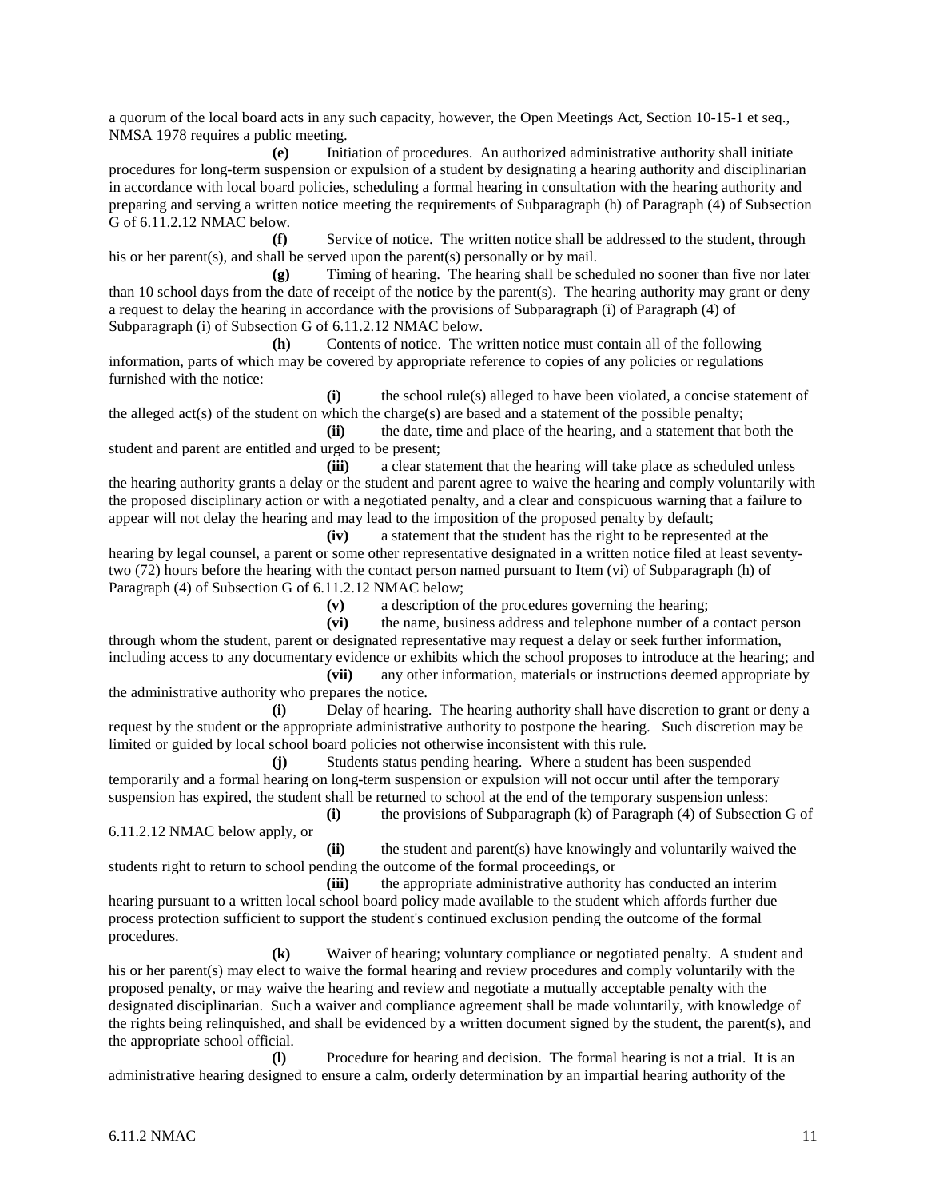a quorum of the local board acts in any such capacity, however, the Open Meetings Act, Section 10-15-1 et seq., NMSA 1978 requires a public meeting.

**(e)** Initiation of procedures. An authorized administrative authority shall initiate procedures for long-term suspension or expulsion of a student by designating a hearing authority and disciplinarian in accordance with local board policies, scheduling a formal hearing in consultation with the hearing authority and preparing and serving a written notice meeting the requirements of Subparagraph (h) of Paragraph (4) of Subsection G of 6.11.2.12 NMAC below.

**(f)** Service of notice. The written notice shall be addressed to the student, through his or her parent(s), and shall be served upon the parent(s) personally or by mail.

**(g)** Timing of hearing. The hearing shall be scheduled no sooner than five nor later than 10 school days from the date of receipt of the notice by the parent(s). The hearing authority may grant or deny a request to delay the hearing in accordance with the provisions of Subparagraph (i) of Paragraph (4) of Subparagraph (i) of Subsection G of 6.11.2.12 NMAC below.

**(h)** Contents of notice. The written notice must contain all of the following information, parts of which may be covered by appropriate reference to copies of any policies or regulations furnished with the notice:

**(i)** the school rule(s) alleged to have been violated, a concise statement of the alleged act(s) of the student on which the charge(s) are based and a statement of the possible penalty;

**(ii)** the date, time and place of the hearing, and a statement that both the student and parent are entitled and urged to be present;

**(iii)** a clear statement that the hearing will take place as scheduled unless the hearing authority grants a delay or the student and parent agree to waive the hearing and comply voluntarily with the proposed disciplinary action or with a negotiated penalty, and a clear and conspicuous warning that a failure to appear will not delay the hearing and may lead to the imposition of the proposed penalty by default;

**(iv)** a statement that the student has the right to be represented at the hearing by legal counsel, a parent or some other representative designated in a written notice filed at least seventy-two (72) hours before the hearing with the contact person named pursuant to Item (vi) of Subparagraph (h) of Paragraph (4) of Subsection G of 6.11.2.12 NMAC below;

**(v)** a description of the procedures governing the hearing;

**(vi)** the name, business address and telephone number of a contact person through whom the student, parent or designated representative may request a delay or seek further information, including access to any documentary evidence or exhibits which the school proposes to introduce at the hearing; and

**(vii)** any other information, materials or instructions deemed appropriate by the administrative authority who prepares the notice.

**(i)** Delay of hearing. The hearing authority shall have discretion to grant or deny a request by the student or the appropriate administrative authority to postpone the hearing. Such discretion may be limited or guided by local school board policies not otherwise inconsistent with this rule.

**(j)** Students status pending hearing. Where a student has been suspended temporarily and a formal hearing on long-term suspension or expulsion will not occur until after the temporary suspension has expired, the student shall be returned to school at the end of the temporary suspension unless:

**(i)** the provisions of Subparagraph (k) of Paragraph (4) of Subsection G of 6.11.2.12 NMAC below apply, or

**(ii)** the student and parent(s) have knowingly and voluntarily waived the students right to return to school pending the outcome of the formal proceedings, or

**(iii)** the appropriate administrative authority has conducted an interim hearing pursuant to a written local school board policy made available to the student which affords further due process protection sufficient to support the student's continued exclusion pending the outcome of the formal procedures.

**(k)** Waiver of hearing; voluntary compliance or negotiated penalty. A student and his or her parent(s) may elect to waive the formal hearing and review procedures and comply voluntarily with the proposed penalty, or may waive the hearing and review and negotiate a mutually acceptable penalty with the designated disciplinarian. Such a waiver and compliance agreement shall be made voluntarily, with knowledge of the rights being relinquished, and shall be evidenced by a written document signed by the student, the parent(s), and the appropriate school official.

**(l)** Procedure for hearing and decision. The formal hearing is not a trial. It is an administrative hearing designed to ensure a calm, orderly determination by an impartial hearing authority of the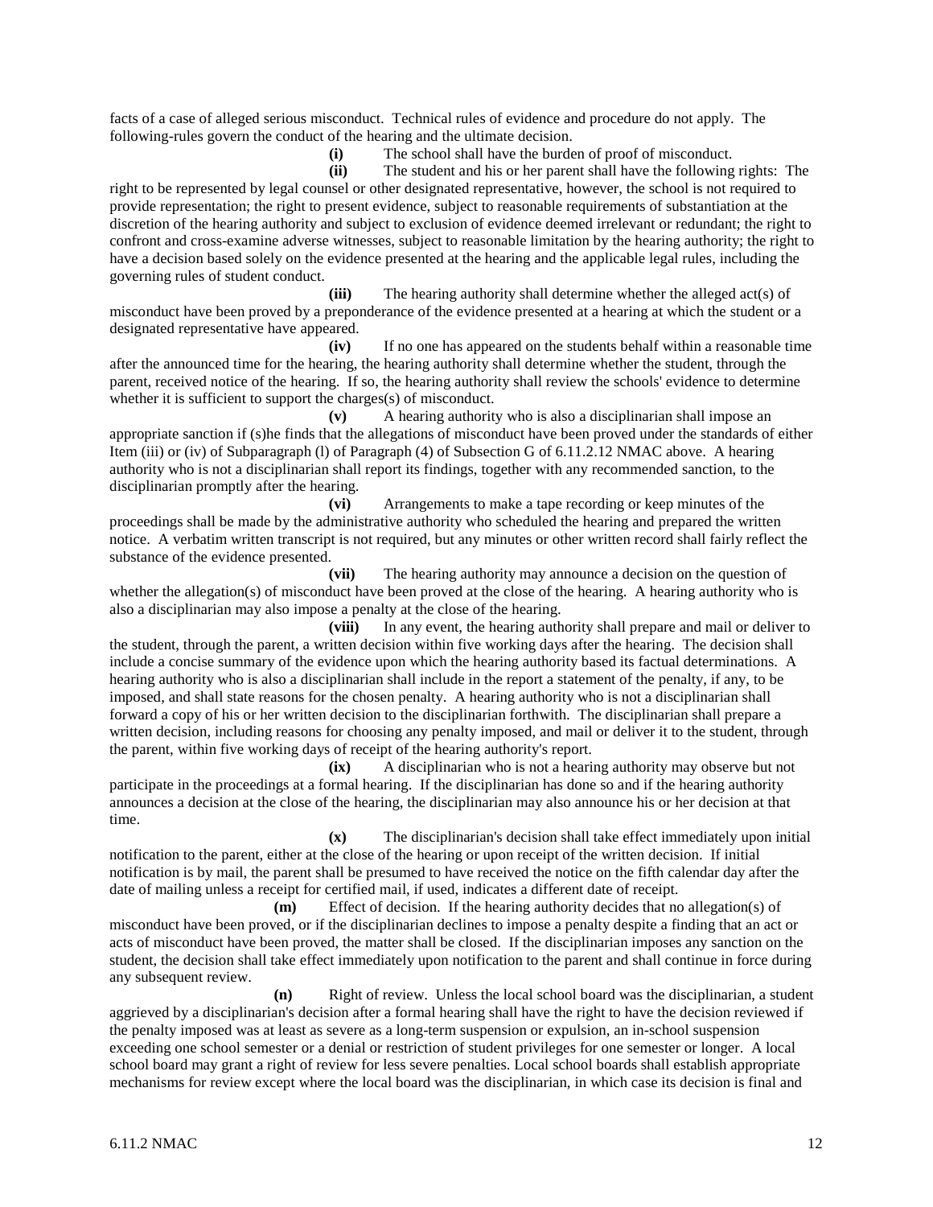facts of a case of alleged serious misconduct. Technical rules of evidence and procedure do not apply. The following-rules govern the conduct of the hearing and the ultimate decision.

**(i)** The school shall have the burden of proof of misconduct.

**(ii)** The student and his or her parent shall have the following rights: The right to be represented by legal counsel or other designated representative, however, the school is not required to provide representation; the right to present evidence, subject to reasonable requirements of substantiation at the discretion of the hearing authority and subject to exclusion of evidence deemed irrelevant or redundant; the right to confront and cross-examine adverse witnesses, subject to reasonable limitation by the hearing authority; the right to have a decision based solely on the evidence presented at the hearing and the applicable legal rules, including the governing rules of student conduct.

**(iii)** The hearing authority shall determine whether the alleged act(s) of misconduct have been proved by a preponderance of the evidence presented at a hearing at which the student or a designated representative have appeared.

**(iv)** If no one has appeared on the students behalf within a reasonable time after the announced time for the hearing, the hearing authority shall determine whether the student, through the parent, received notice of the hearing. If so, the hearing authority shall review the schools' evidence to determine whether it is sufficient to support the charges(s) of misconduct.

**(v)** A hearing authority who is also a disciplinarian shall impose an appropriate sanction if (s)he finds that the allegations of misconduct have been proved under the standards of either Item (iii) or (iv) of Subparagraph (l) of Paragraph (4) of Subsection G of 6.11.2.12 NMAC above. A hearing authority who is not a disciplinarian shall report its findings, together with any recommended sanction, to the disciplinarian promptly after the hearing.

**(vi)** Arrangements to make a tape recording or keep minutes of the proceedings shall be made by the administrative authority who scheduled the hearing and prepared the written notice. A verbatim written transcript is not required, but any minutes or other written record shall fairly reflect the substance of the evidence presented.

**(vii)** The hearing authority may announce a decision on the question of whether the allegation(s) of misconduct have been proved at the close of the hearing. A hearing authority who is also a disciplinarian may also impose a penalty at the close of the hearing.

**(viii)** In any event, the hearing authority shall prepare and mail or deliver to the student, through the parent, a written decision within five working days after the hearing. The decision shall include a concise summary of the evidence upon which the hearing authority based its factual determinations. A hearing authority who is also a disciplinarian shall include in the report a statement of the penalty, if any, to be imposed, and shall state reasons for the chosen penalty. A hearing authority who is not a disciplinarian shall forward a copy of his or her written decision to the disciplinarian forthwith. The disciplinarian shall prepare a written decision, including reasons for choosing any penalty imposed, and mail or deliver it to the student, through the parent, within five working days of receipt of the hearing authority's report.

**(ix)** A disciplinarian who is not a hearing authority may observe but not participate in the proceedings at a formal hearing. If the disciplinarian has done so and if the hearing authority announces a decision at the close of the hearing, the disciplinarian may also announce his or her decision at that time.

**(x)** The disciplinarian's decision shall take effect immediately upon initial notification to the parent, either at the close of the hearing or upon receipt of the written decision. If initial notification is by mail, the parent shall be presumed to have received the notice on the fifth calendar day after the date of mailing unless a receipt for certified mail, if used, indicates a different date of receipt.

**(m)** Effect of decision. If the hearing authority decides that no allegation(s) of misconduct have been proved, or if the disciplinarian declines to impose a penalty despite a finding that an act or acts of misconduct have been proved, the matter shall be closed. If the disciplinarian imposes any sanction on the student, the decision shall take effect immediately upon notification to the parent and shall continue in force during any subsequent review.

**(n)** Right of review. Unless the local school board was the disciplinarian, a student aggrieved by a disciplinarian's decision after a formal hearing shall have the right to have the decision reviewed if the penalty imposed was at least as severe as a long-term suspension or expulsion, an in-school suspension exceeding one school semester or a denial or restriction of student privileges for one semester or longer. A local school board may grant a right of review for less severe penalties. Local school boards shall establish appropriate mechanisms for review except where the local board was the disciplinarian, in which case its decision is final and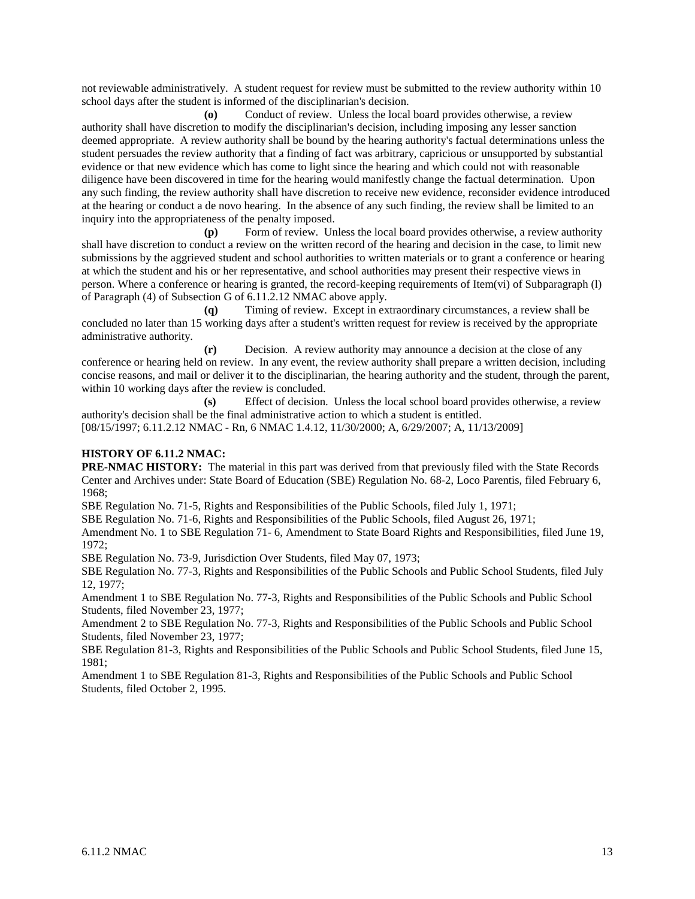not reviewable administratively. A student request for review must be submitted to the review authority within 10 school days after the student is informed of the disciplinarian's decision.

**(o)** Conduct of review. Unless the local board provides otherwise, a review authority shall have discretion to modify the disciplinarian's decision, including imposing any lesser sanction deemed appropriate. A review authority shall be bound by the hearing authority's factual determinations unless the student persuades the review authority that a finding of fact was arbitrary, capricious or unsupported by substantial evidence or that new evidence which has come to light since the hearing and which could not with reasonable diligence have been discovered in time for the hearing would manifestly change the factual determination. Upon any such finding, the review authority shall have discretion to receive new evidence, reconsider evidence introduced at the hearing or conduct a de novo hearing. In the absence of any such finding, the review shall be limited to an inquiry into the appropriateness of the penalty imposed.

**(p)** Form of review. Unless the local board provides otherwise, a review authority shall have discretion to conduct a review on the written record of the hearing and decision in the case, to limit new submissions by the aggrieved student and school authorities to written materials or to grant a conference or hearing at which the student and his or her representative, and school authorities may present their respective views in person. Where a conference or hearing is granted, the record-keeping requirements of Item(vi) of Subparagraph (l) of Paragraph (4) of Subsection G of 6.11.2.12 NMAC above apply.

**(q)** Timing of review. Except in extraordinary circumstances, a review shall be concluded no later than 15 working days after a student's written request for review is received by the appropriate administrative authority.

**(r)** Decision. A review authority may announce a decision at the close of any conference or hearing held on review. In any event, the review authority shall prepare a written decision, including concise reasons, and mail or deliver it to the disciplinarian, the hearing authority and the student, through the parent, within 10 working days after the review is concluded.

**(s)** Effect of decision. Unless the local school board provides otherwise, a review authority's decision shall be the final administrative action to which a student is entitled.

[08/15/1997; 6.11.2.12 NMAC - Rn, 6 NMAC 1.4.12, 11/30/2000; A, 6/29/2007; A, 11/13/2009]

**HISTORY OF 6.11.2 NMAC:**

**PRE-NMAC HISTORY:** The material in this part was derived from that previously filed with the State Records Center and Archives under: State Board of Education (SBE) Regulation No. 68-2, Loco Parentis, filed February 6, 1968;

SBE Regulation No. 71-5, Rights and Responsibilities of the Public Schools, filed July 1, 1971;

SBE Regulation No. 71-6, Rights and Responsibilities of the Public Schools, filed August 26, 1971;

Amendment No. 1 to SBE Regulation 71- 6, Amendment to State Board Rights and Responsibilities, filed June 19, 1972;

SBE Regulation No. 73-9, Jurisdiction Over Students, filed May 07, 1973;

SBE Regulation No. 77-3, Rights and Responsibilities of the Public Schools and Public School Students, filed July 12, 1977;

Amendment 1 to SBE Regulation No. 77-3, Rights and Responsibilities of the Public Schools and Public School Students, filed November 23, 1977;

Amendment 2 to SBE Regulation No. 77-3, Rights and Responsibilities of the Public Schools and Public School Students, filed November 23, 1977;

SBE Regulation 81-3, Rights and Responsibilities of the Public Schools and Public School Students, filed June 15, 1981;

Amendment 1 to SBE Regulation 81-3, Rights and Responsibilities of the Public Schools and Public School Students, filed October 2, 1995.